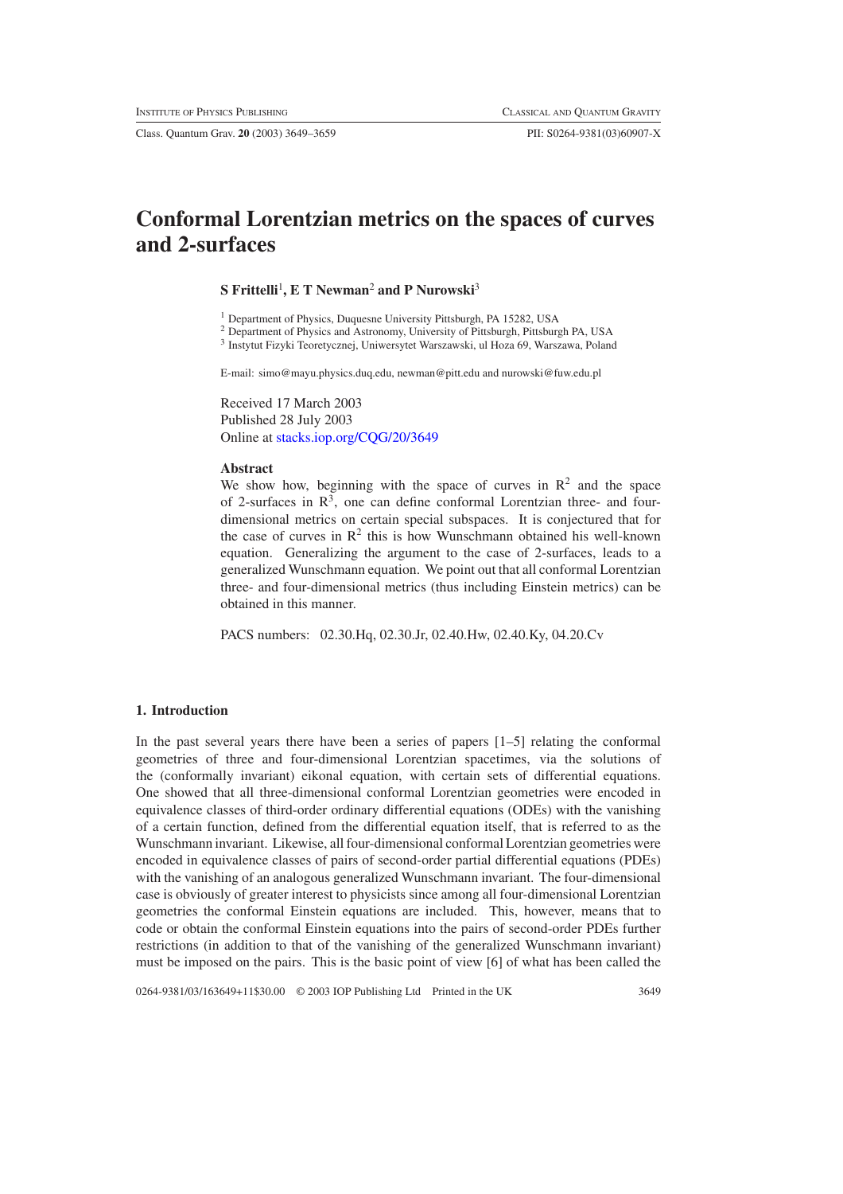# Conformal Lorentzian metrics on the spaces of curves and 2-surfaces

**S Frittelli[1], E T Newman[2] and P Nurowski[3]**

[1] Department of Physics, Duquesne University Pittsburgh, PA 15282, USA
[2] Department of Physics and Astronomy, University of Pittsburgh, Pittsburgh PA, USA
[3] Instytut Fizyki Teoretycznej, Uniwersytet Warszawski, ul Hoza 69, Warszawa, Poland

E-mail: simo@mayu.physics.duq.edu, newman@pitt.edu and nurowski@fuw.edu.pl

Received 17 March 2003
Published 28 July 2003
Online at stacks.iop.org/CQG/20/3649

### Abstract

We show how, beginning with the space of curves in $R^2$ and the space of 2-surfaces in $R^3$, one can define conformal Lorentzian three- and four-dimensional metrics on certain special subspaces. It is conjectured that for the case of curves in $R^2$ this is how Wunschmann obtained his well-known equation. Generalizing the argument to the case of 2-surfaces, leads to a generalized Wunschmann equation. We point out that all conformal Lorentzian three- and four-dimensional metrics (thus including Einstein metrics) can be obtained in this manner.

PACS numbers: 02.30.Hq, 02.30.Jr, 02.40.Hw, 02.40.Ky, 04.20.Cv

## 1. Introduction

In the past several years there have been a series of papers [1–5] relating the conformal geometries of three and four-dimensional Lorentzian spacetimes, via the solutions of the (conformally invariant) eikonal equation, with certain sets of differential equations. One showed that all three-dimensional conformal Lorentzian geometries were encoded in equivalence classes of third-order ordinary differential equations (ODEs) with the vanishing of a certain function, defined from the differential equation itself, that is referred to as the Wunschmann invariant. Likewise, all four-dimensional conformal Lorentzian geometries were encoded in equivalence classes of pairs of second-order partial differential equations (PDEs) with the vanishing of an analogous generalized Wunschmann invariant. The four-dimensional case is obviously of greater interest to physicists since among all four-dimensional Lorentzian geometries the conformal Einstein equations are included. This, however, means that to code or obtain the conformal Einstein equations into the pairs of second-order PDEs further restrictions (in addition to that of the vanishing of the generalized Wunschmann invariant) must be imposed on the pairs. This is the basic point of view [6] of what has been called the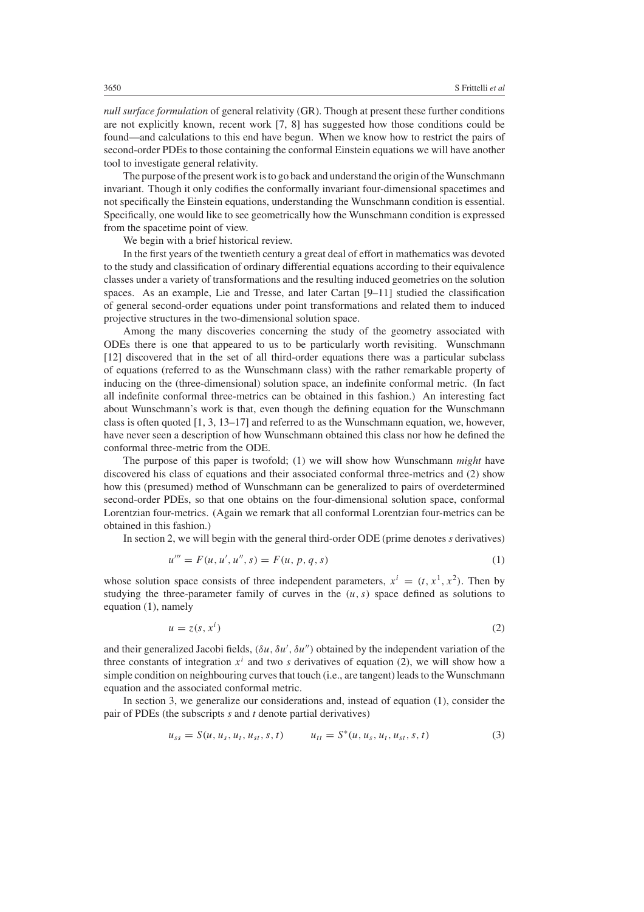*null surface formulation* of general relativity (GR). Though at present these further conditions are not explicitly known, recent work [7, 8] has suggested how those conditions could be found—and calculations to this end have begun. When we know how to restrict the pairs of second-order PDEs to those containing the conformal Einstein equations we will have another tool to investigate general relativity.

The purpose of the present work is to go back and understand the origin of the Wunschmann invariant. Though it only codifies the conformally invariant four-dimensional spacetimes and not specifically the Einstein equations, understanding the Wunschmann condition is essential. Specifically, one would like to see geometrically how the Wunschmann condition is expressed from the spacetime point of view.

We begin with a brief historical review.

In the first years of the twentieth century a great deal of effort in mathematics was devoted to the study and classification of ordinary differential equations according to their equivalence classes under a variety of transformations and the resulting induced geometries on the solution spaces. As an example, Lie and Tresse, and later Cartan [9–11] studied the classification of general second-order equations under point transformations and related them to induced projective structures in the two-dimensional solution space.

Among the many discoveries concerning the study of the geometry associated with ODEs there is one that appeared to us to be particularly worth revisiting. Wunschmann [12] discovered that in the set of all third-order equations there was a particular subclass of equations (referred to as the Wunschmann class) with the rather remarkable property of inducing on the (three-dimensional) solution space, an indefinite conformal metric. (In fact all indefinite conformal three-metrics can be obtained in this fashion.) An interesting fact about Wunschmann's work is that, even though the defining equation for the Wunschmann class is often quoted [1, 3, 13–17] and referred to as the Wunschmann equation, we, however, have never seen a description of how Wunschmann obtained this class nor how he defined the conformal three-metric from the ODE.

The purpose of this paper is twofold; (1) we will show how Wunschmann *might* have discovered his class of equations and their associated conformal three-metrics and (2) show how this (presumed) method of Wunschmann can be generalized to pairs of overdetermined second-order PDEs, so that one obtains on the four-dimensional solution space, conformal Lorentzian four-metrics. (Again we remark that all conformal Lorentzian four-metrics can be obtained in this fashion.)

In section 2, we will begin with the general third-order ODE (prime denotes $s$ derivatives)

$$u''' = F(u, u', u'', s) = F(u, p, q, s) \tag{1}$$

whose solution space consists of three independent parameters, $x^i = (t, x^1, x^2)$. Then by studying the three-parameter family of curves in the $(u, s)$ space defined as solutions to equation (1), namely

$$u = z(s, x^i) \tag{2}$$

and their generalized Jacobi fields, $(\delta u, \delta u', \delta u'')$ obtained by the independent variation of the three constants of integration $x^i$ and two $s$ derivatives of equation (2), we will show how a simple condition on neighbouring curves that touch (i.e., are tangent) leads to the Wunschmann equation and the associated conformal metric.

In section 3, we generalize our considerations and, instead of equation (1), consider the pair of PDEs (the subscripts $s$ and $t$ denote partial derivatives)

$$u_{ss} = S(u, u_s, u_t, u_{st}, s, t) \qquad u_{tt} = S^*(u, u_s, u_t, u_{st}, s, t) \tag{3}$$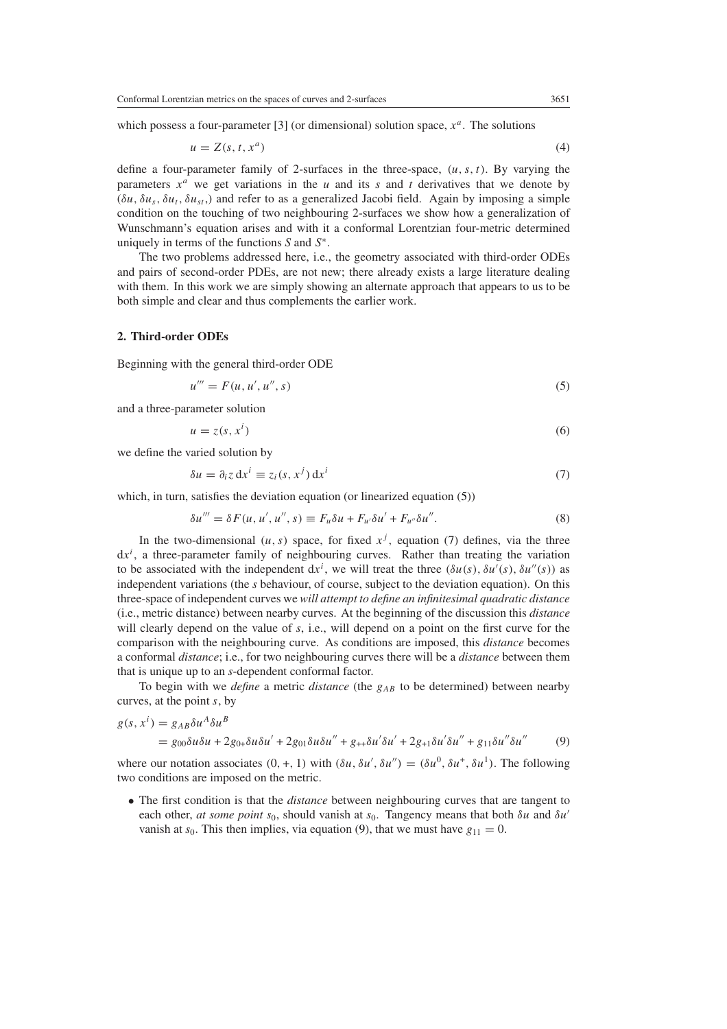which possess a four-parameter [3] (or dimensional) solution space, $x^a$. The solutions

$$u = Z(s, t, x^a) \tag{4}$$

define a four-parameter family of 2-surfaces in the three-space, $(u, s, t)$. By varying the parameters $x^a$ we get variations in the $u$ and its $s$ and $t$ derivatives that we denote by $(\delta u, \delta u_s, \delta u_t, \delta u_{st},)$ and refer to as a generalized Jacobi field. Again by imposing a simple condition on the touching of two neighbouring 2-surfaces we show how a generalization of Wunschmann's equation arises and with it a conformal Lorentzian four-metric determined uniquely in terms of the functions $S$ and $S^*$.

The two problems addressed here, i.e., the geometry associated with third-order ODEs and pairs of second-order PDEs, are not new; there already exists a large literature dealing with them. In this work we are simply showing an alternate approach that appears to us to be both simple and clear and thus complements the earlier work.

## 2. Third-order ODEs

Beginning with the general third-order ODE

$$u''' = F(u, u', u'', s) \tag{5}$$

and a three-parameter solution

$$u = z(s, x^i) \tag{6}$$

we define the varied solution by

$$\delta u = \partial_i z \, \mathrm{d}x^i \equiv z_i(s, x^j) \, \mathrm{d}x^i \tag{7}$$

which, in turn, satisfies the deviation equation (or linearized equation (5))

$$\delta u''' = \delta F(u, u', u'', s) \equiv F_u \delta u + F_{u'} \delta u' + F_{u''} \delta u''. \tag{8}$$

In the two-dimensional $(u, s)$ space, for fixed $x^j$, equation (7) defines, via the three $\mathrm{d}x^i$, a three-parameter family of neighbouring curves. Rather than treating the variation to be associated with the independent $\mathrm{d}x^i$, we will treat the three $(\delta u(s), \delta u'(s), \delta u''(s))$ as independent variations (the $s$ behaviour, of course, subject to the deviation equation). On this three-space of independent curves we *will attempt to define an infinitesimal quadratic distance* (i.e., metric distance) between nearby curves. At the beginning of the discussion this *distance* will clearly depend on the value of $s$, i.e., will depend on a point on the first curve for the comparison with the neighbouring curve. As conditions are imposed, this *distance* becomes a conformal *distance*; i.e., for two neighbouring curves there will be a *distance* between them that is unique up to an $s$-dependent conformal factor.

To begin with we *define* a metric *distance* (the $g_{AB}$ to be determined) between nearby curves, at the point $s$, by

$$\begin{aligned} g(s, x^i) &= g_{AB} \delta u^A \delta u^B \\ &= g_{00} \delta u \delta u + 2g_{0+} \delta u \delta u' + 2g_{01} \delta u \delta u'' + g_{++} \delta u' \delta u' + 2g_{+1} \delta u' \delta u'' + g_{11} \delta u'' \delta u'' \end{aligned} \tag{9}$$

where our notation associates $(0, +, 1)$ with $(\delta u, \delta u', \delta u'') = (\delta u^0, \delta u^+, \delta u^1)$. The following two conditions are imposed on the metric.

- The first condition is that the *distance* between neighbouring curves that are tangent to each other, *at some point* $s_0$, should vanish at $s_0$. Tangency means that both $\delta u$ and $\delta u'$ vanish at $s_0$. This then implies, via equation (9), that we must have $g_{11} = 0$.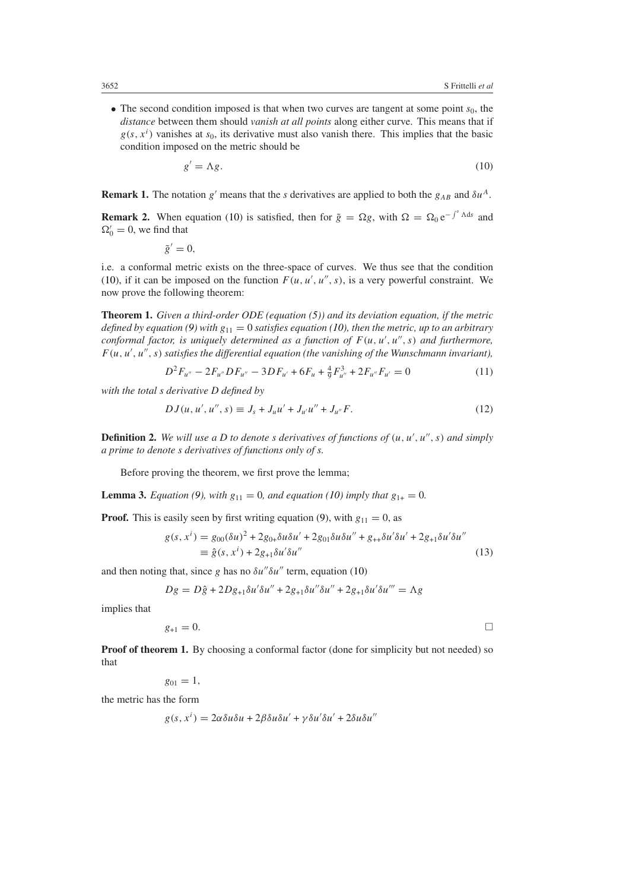- The second condition imposed is that when two curves are tangent at some point $s_0$, the *distance* between them should *vanish at all points* along either curve. This means that if $g(s, x^i)$ vanishes at $s_0$, its derivative must also vanish there. This implies that the basic condition imposed on the metric should be

$$g' = \Lambda g. \tag{10}$$

**Remark 1.** The notation $g'$ means that the $s$ derivatives are applied to both the $g_{AB}$ and $\delta u^A$.

**Remark 2.** When equation (10) is satisfied, then for $\tilde{g} = \Omega g$, with $\Omega = \Omega_0 \, \mathrm{e}^{-\int^s \Lambda \mathrm{d}s}$ and $\Omega_0' = 0$, we find that

$$\tilde{g}' = 0,$$

i.e. a conformal metric exists on the three-space of curves. We thus see that the condition (10), if it can be imposed on the function $F(u, u', u'', s)$, is a very powerful constraint. We now prove the following theorem:

**Theorem 1.** *Given a third-order ODE (equation (5)) and its deviation equation, if the metric defined by equation (9) with $g_{11} = 0$ satisfies equation (10), then the metric, up to an arbitrary conformal factor, is uniquely determined as a function of $F(u, u', u'', s)$ and furthermore, $F(u, u', u'', s)$ satisfies the differential equation (the vanishing of the Wunschmann invariant),*

$$D^2 F_{u''} - 2F_{u''} D F_{u''} - 3 D F_{u'} + 6 F_u + \tfrac{4}{9} F_{u''}^3 + 2 F_{u''} F_{u'} = 0 \tag{11}$$

*with the total $s$ derivative $D$ defined by*

$$D J(u, u', u'', s) \equiv J_s + J_u u' + J_{u'} u'' + J_{u''} F. \tag{12}$$

**Definition 2.** *We will use a $D$ to denote $s$ derivatives of functions of $(u, u', u'', s)$ and simply a prime to denote $s$ derivatives of functions only of $s$.*

Before proving the theorem, we first prove the lemma;

**Lemma 3.** *Equation (9), with $g_{11} = 0$, and equation (10) imply that $g_{1+} = 0$.*

**Proof.** This is easily seen by first writing equation (9), with $g_{11} = 0$, as

$$\begin{aligned} g(s, x^i) &= g_{00} (\delta u)^2 + 2 g_{0+} \delta u \delta u' + 2 g_{01} \delta u \delta u'' + g_{++} \delta u' \delta u' + 2 g_{+1} \delta u' \delta u'' \\ &\equiv \hat{g}(s, x^i) + 2 g_{+1} \delta u' \delta u'' \end{aligned} \tag{13}$$

and then noting that, since $g$ has no $\delta u'' \delta u''$ term, equation (10)

$$D g = D \hat{g} + 2 D g_{+1} \delta u' \delta u'' + 2 g_{+1} \delta u'' \delta u'' + 2 g_{+1} \delta u' \delta u''' = \Lambda g$$

implies that

$$g_{+1} = 0. \qquad \square$$

**Proof of theorem 1.** By choosing a conformal factor (done for simplicity but not needed) so that

$$g_{01} = 1,$$

the metric has the form

$$g(s, x^i) = 2\alpha \delta u \delta u + 2\beta \delta u \delta u' + \gamma \delta u' \delta u' + 2 \delta u \delta u''$$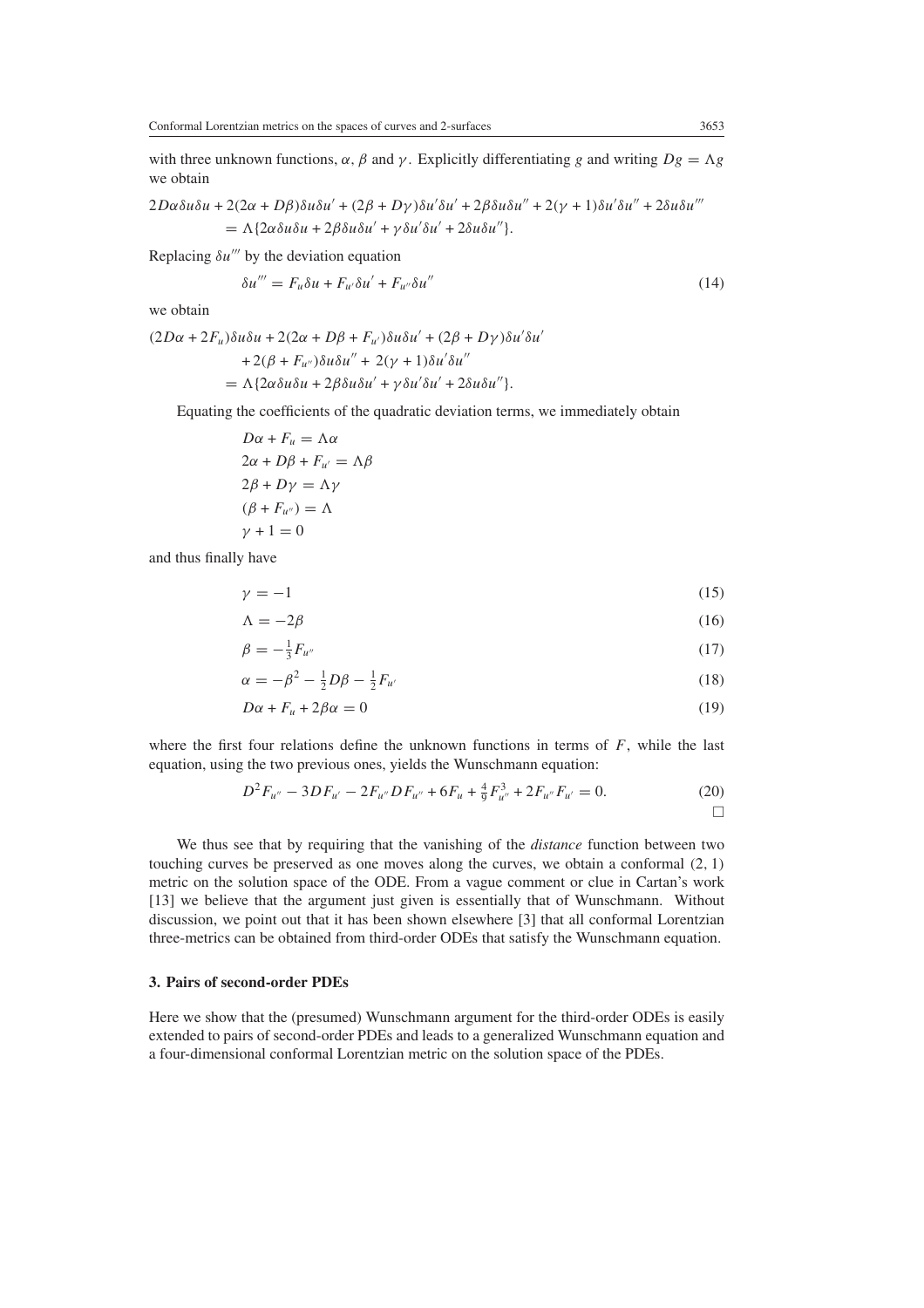with three unknown functions, $\alpha$, $\beta$ and $\gamma$. Explicitly differentiating $g$ and writing $Dg = \Lambda g$ we obtain

$$
\begin{aligned}
&2D\alpha\delta u\delta u + 2(2\alpha + D\beta)\delta u\delta u' + (2\beta + D\gamma)\delta u'\delta u' + 2\beta\delta u\delta u'' + 2(\gamma + 1)\delta u'\delta u'' + 2\delta u\delta u''' \\
&\quad = \Lambda\{2\alpha\delta u\delta u + 2\beta\delta u\delta u' + \gamma\delta u'\delta u' + 2\delta u\delta u''\}.
\end{aligned}
$$

Replacing $\delta u'''$ by the deviation equation

$$
\delta u''' = F_u\delta u + F_{u'}\delta u' + F_{u''}\delta u'' \tag{14}
$$

we obtain

$$
\begin{aligned}
&(2D\alpha + 2F_u)\delta u\delta u + 2(2\alpha + D\beta + F_{u'})\delta u\delta u' + (2\beta + D\gamma)\delta u'\delta u' \\
&\quad + 2(\beta + F_{u''})\delta u\delta u'' + 2(\gamma + 1)\delta u'\delta u'' \\
&\quad = \Lambda\{2\alpha\delta u\delta u + 2\beta\delta u\delta u' + \gamma\delta u'\delta u' + 2\delta u\delta u''\}.
\end{aligned}
$$

Equating the coefficients of the quadratic deviation terms, we immediately obtain

$$
\begin{aligned}
&D\alpha + F_u = \Lambda\alpha \\
&2\alpha + D\beta + F_{u'} = \Lambda\beta \\
&2\beta + D\gamma = \Lambda\gamma \\
&(\beta + F_{u''}) = \Lambda \\
&\gamma + 1 = 0
\end{aligned}
$$

and thus finally have

$$
\gamma = -1 \tag{15}
$$

$$
\Lambda = -2\beta \tag{16}
$$

$$
\beta = -\tfrac{1}{3}F_{u''} \tag{17}
$$

$$
\alpha = -\beta^2 - \tfrac{1}{2}D\beta - \tfrac{1}{2}F_{u'} \tag{18}
$$

$$
D\alpha + F_u + 2\beta\alpha = 0 \tag{19}
$$

where the first four relations define the unknown functions in terms of $F$, while the last equation, using the two previous ones, yields the Wunschmann equation:

$$
D^2F_{u''} - 3DF_{u'} - 2F_{u''}DF_{u''} + 6F_u + \tfrac{4}{9}F_{u''}^3 + 2F_{u''}F_{u'} = 0. \tag{20}
$$

□

We thus see that by requiring that the vanishing of the *distance* function between two touching curves be preserved as one moves along the curves, we obtain a conformal (2, 1) metric on the solution space of the ODE. From a vague comment or clue in Cartan's work [13] we believe that the argument just given is essentially that of Wunschmann. Without discussion, we point out that it has been shown elsewhere [3] that all conformal Lorentzian three-metrics can be obtained from third-order ODEs that satisfy the Wunschmann equation.

## 3. Pairs of second-order PDEs

Here we show that the (presumed) Wunschmann argument for the third-order ODEs is easily extended to pairs of second-order PDEs and leads to a generalized Wunschmann equation and a four-dimensional conformal Lorentzian metric on the solution space of the PDEs.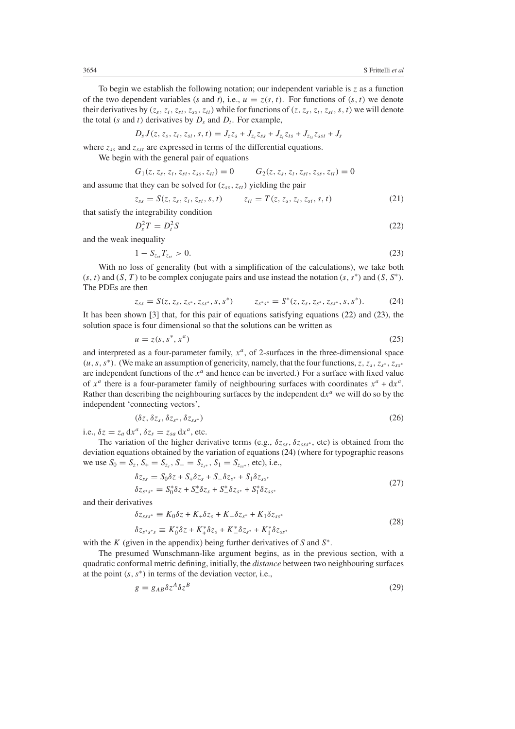To begin we establish the following notation; our independent variable is $z$ as a function of the two dependent variables ($s$ and $t$), i.e., $u = z(s, t)$. For functions of $(s, t)$ we denote their derivatives by $(z_s, z_t, z_{st}, z_{ss}, z_{tt})$ while for functions of $(z, z_s, z_t, z_{st}, s, t)$ we will denote the total ($s$ and $t$) derivatives by $D_s$ and $D_t$. For example,

$$D_s J(z, z_s, z_t, z_{st}, s, t) = J_z z_s + J_{z_s} z_{ss} + J_{z_t} z_{ts} + J_{z_{ts}} z_{sst} + J_s$$

where $z_{ss}$ and $z_{sst}$ are expressed in terms of the differential equations.

We begin with the general pair of equations

$$G_1(z, z_s, z_t, z_{st}, z_{ss}, z_{tt}) = 0 \qquad G_2(z, z_s, z_t, z_{st}, z_{ss}, z_{tt}) = 0$$

and assume that they can be solved for $(z_{ss}, z_{tt})$ yielding the pair

$$z_{ss} = S(z, z_s, z_t, z_{st}, s, t) \qquad z_{tt} = T(z, z_s, z_t, z_{st}, s, t) \tag{21}$$

that satisfy the integrability condition

$$D_s^2 T = D_t^2 S \tag{22}$$

and the weak inequality

$$1 - S_{z_{st}} T_{z_{st}} > 0. \tag{23}$$

With no loss of generality (but with a simplification of the calculations), we take both $(s, t)$ and $(S, T)$ to be complex conjugate pairs and use instead the notation $(s, s^*)$ and $(S, S^*)$. The PDEs are then

$$z_{ss} = S(z, z_s, z_{s^*}, z_{ss^*}, s, s^*) \qquad z_{s^*s^*} = S^*(z, z_s, z_{s^*}, z_{ss^*}, s, s^*). \tag{24}$$

It has been shown [3] that, for this pair of equations satisfying equations (22) and (23), the solution space is four dimensional so that the solutions can be written as

$$u = z(s, s^*, x^a) \tag{25}$$

and interpreted as a four-parameter family, $x^a$, of 2-surfaces in the three-dimensional space $(u, s, s^*)$. (We make an assumption of genericity, namely, that the four functions, $z, z_s, z_{s^*}, z_{ss^*}$ are independent functions of the $x^a$ and hence can be inverted.) For a surface with fixed value of $x^a$ there is a four-parameter family of neighbouring surfaces with coordinates $x^a + \mathrm{d}x^a$. Rather than describing the neighbouring surfaces by the independent $\mathrm{d}x^a$ we will do so by the independent 'connecting vectors',

$$(\delta z, \delta z_s, \delta z_{s^*}, \delta z_{ss^*}) \tag{26}$$

i.e., $\delta z = z_a\, \mathrm{d}x^a$, $\delta z_s = z_{sa}\, \mathrm{d}x^a$, etc.

The variation of the higher derivative terms (e.g., $\delta z_{ss}, \delta z_{sss^*}$, etc) is obtained from the deviation equations obtained by the variation of equations (24) (where for typographic reasons we use $S_0 = S_z$, $S_+ = S_{z_s}$, $S_- = S_{z_{s^*}}$, $S_1 = S_{z_{ss^*}}$, etc), i.e.,

$$\begin{aligned}
\delta z_{ss} &= S_0 \delta z + S_+ \delta z_s + S_- \delta z_{s^*} + S_1 \delta z_{ss^*} \\
\delta z_{s^*s^*} &= S_0^* \delta z + S_+^* \delta z_s + S_-^* \delta z_{s^*} + S_1^* \delta z_{ss^*}
\end{aligned} \tag{27}$$

and their derivatives

$$\begin{aligned}
\delta z_{sss^*} &\equiv K_0 \delta z + K_+ \delta z_s + K_- \delta z_{s^*} + K_1 \delta z_{ss^*} \\
\delta z_{s^*s^*s} &\equiv K_0^* \delta z + K_+^* \delta z_s + K_-^* \delta z_{s^*} + K_1^* \delta z_{ss^*}
\end{aligned} \tag{28}$$

with the $K$ (given in the appendix) being further derivatives of $S$ and $S^*$.

The presumed Wunschmann-like argument begins, as in the previous section, with a quadratic conformal metric defining, initially, the *distance* between two neighbouring surfaces at the point $(s, s^*)$ in terms of the deviation vector, i.e.,

$$g = g_{AB} \delta z^A \delta z^B \tag{29}$$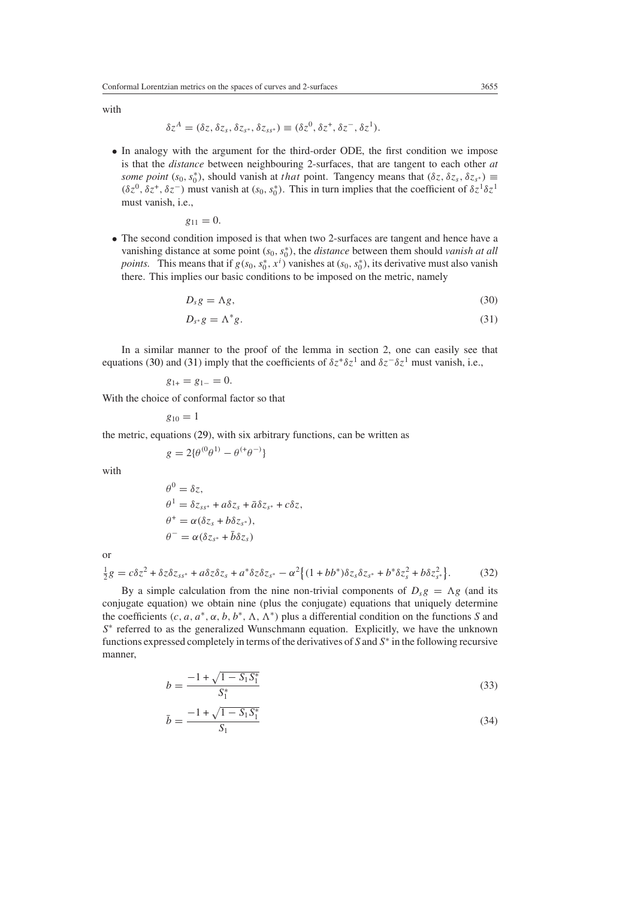with

$$\delta z^A = (\delta z, \delta z_s, \delta z_{s^*}, \delta z_{ss^*}) \equiv (\delta z^0, \delta z^+, \delta z^-, \delta z^1).$$

- In analogy with the argument for the third-order ODE, the first condition we impose is that the *distance* between neighbouring 2-surfaces, that are tangent to each other *at some point* $(s_0, s_0^*)$, should vanish at *that* point. Tangency means that $(\delta z, \delta z_s, \delta z_{s^*}) \equiv (\delta z^0, \delta z^+, \delta z^-)$ must vanish at $(s_0, s_0^*)$. This in turn implies that the coefficient of $\delta z^1 \delta z^1$ must vanish, i.e.,

$$g_{11} = 0.$$

- The second condition imposed is that when two 2-surfaces are tangent and hence have a vanishing distance at some point $(s_0, s_0^*)$, the *distance* between them should *vanish at all points.* This means that if $g(s_0, s_0^*, x^i)$ vanishes at $(s_0, s_0^*)$, its derivative must also vanish there. This implies our basic conditions to be imposed on the metric, namely

$$D_s g = \Lambda g, \tag{30}$$

$$D_{s^*} g = \Lambda^* g. \tag{31}$$

In a similar manner to the proof of the lemma in section 2, one can easily see that equations (30) and (31) imply that the coefficients of $\delta z^+ \delta z^1$ and $\delta z^- \delta z^1$ must vanish, i.e.,

$$g_{1+} = g_{1-} = 0.$$

With the choice of conformal factor so that

$$g_{10} = 1$$

the metric, equations (29), with six arbitrary functions, can be written as

$$g = 2\{\theta^{(0}\theta^{1)} - \theta^{(+}\theta^{-)}\}$$

with

$$\begin{aligned}
\theta^0 &= \delta z, \\
\theta^1 &= \delta z_{ss^*} + a\delta z_s + \bar{a}\delta z_{s^*} + c\delta z, \\
\theta^+ &= \alpha(\delta z_s + b\delta z_{s^*}), \\
\theta^- &= \alpha(\delta z_{s^*} + \bar{b}\delta z_s)
\end{aligned}$$

or

$$\tfrac{1}{2}g = c\delta z^2 + \delta z\delta z_{ss^*} + a\delta z\delta z_s + a^*\delta z\delta z_{s^*} - \alpha^2\big\{(1 + bb^*)\delta z_s\delta z_{s^*} + b^*\delta z_s^2 + b\delta z_{s^*}^2\big\}. \tag{32}$$

By a simple calculation from the nine non-trivial components of $D_s g = \Lambda g$ (and its conjugate equation) we obtain nine (plus the conjugate) equations that uniquely determine the coefficients $(c, a, a^*, \alpha, b, b^*, \Lambda, \Lambda^*)$ plus a differential condition on the functions $S$ and $S^*$ referred to as the generalized Wunschmann equation. Explicitly, we have the unknown functions expressed completely in terms of the derivatives of $S$ and $S^*$ in the following recursive manner,

$$b = \frac{-1 + \sqrt{1 - S_1 S_1^*}}{S_1^*} \tag{33}$$

$$\bar{b} = \frac{-1 + \sqrt{1 - S_1 S_1^*}}{S_1} \tag{34}$$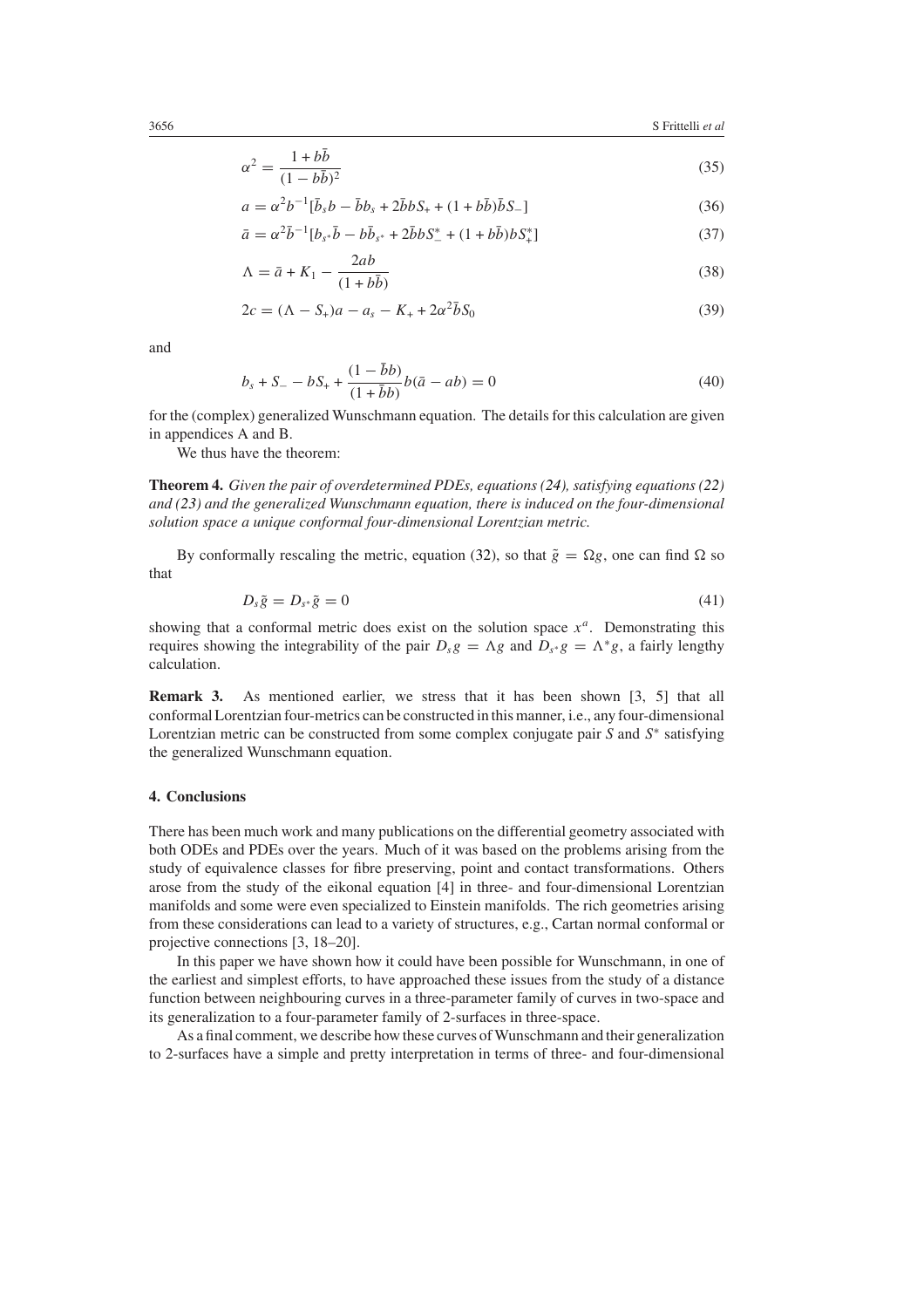$$
\alpha^2 = \frac{1 + b\bar{b}}{(1 - b\bar{b})^2} \tag{35}
$$

$$
a = \alpha^2 b^{-1}[\bar{b}_s b - \bar{b} b_s + 2\bar{b} b S_+ + (1 + b\bar{b})\bar{b} S_-] \tag{36}
$$

$$
\bar{a} = \alpha^2 \bar{b}^{-1}[b_{s^*}\bar{b} - b\bar{b}_{s^*} + 2\bar{b} b S_-^* + (1 + b\bar{b}) b S_+^*] \tag{37}
$$

$$
\Lambda = \bar{a} + K_1 - \frac{2ab}{(1 + b\bar{b})} \tag{38}
$$

$$
2c = (\Lambda - S_+)a - a_s - K_+ + 2\alpha^2 \bar{b} S_0 \tag{39}
$$

and

$$
b_s + S_- - bS_+ + \frac{(1 - \bar{b}b)}{(1 + \bar{b}b)} b(\bar{a} - ab) = 0 \tag{40}
$$

for the (complex) generalized Wunschmann equation. The details for this calculation are given in appendices A and B.

We thus have the theorem:

**Theorem 4.** *Given the pair of overdetermined PDEs, equations (24), satisfying equations (22) and (23) and the generalized Wunschmann equation, there is induced on the four-dimensional solution space a unique conformal four-dimensional Lorentzian metric.*

By conformally rescaling the metric, equation (32), so that $\tilde{g} = \Omega g$, one can find $\Omega$ so that

$$
D_s \tilde{g} = D_{s^*} \tilde{g} = 0 \tag{41}
$$

showing that a conformal metric does exist on the solution space $x^a$. Demonstrating this requires showing the integrability of the pair $D_s g = \Lambda g$ and $D_{s^*} g = \Lambda^* g$, a fairly lengthy calculation.

**Remark 3.** As mentioned earlier, we stress that it has been shown [3, 5] that all conformal Lorentzian four-metrics can be constructed in this manner, i.e., any four-dimensional Lorentzian metric can be constructed from some complex conjugate pair $S$ and $S^*$ satisfying the generalized Wunschmann equation.

## 4. Conclusions

There has been much work and many publications on the differential geometry associated with both ODEs and PDEs over the years. Much of it was based on the problems arising from the study of equivalence classes for fibre preserving, point and contact transformations. Others arose from the study of the eikonal equation [4] in three- and four-dimensional Lorentzian manifolds and some were even specialized to Einstein manifolds. The rich geometries arising from these considerations can lead to a variety of structures, e.g., Cartan normal conformal or projective connections [3, 18–20].

In this paper we have shown how it could have been possible for Wunschmann, in one of the earliest and simplest efforts, to have approached these issues from the study of a distance function between neighbouring curves in a three-parameter family of curves in two-space and its generalization to a four-parameter family of 2-surfaces in three-space.

As a final comment, we describe how these curves of Wunschmann and their generalization to 2-surfaces have a simple and pretty interpretation in terms of three- and four-dimensional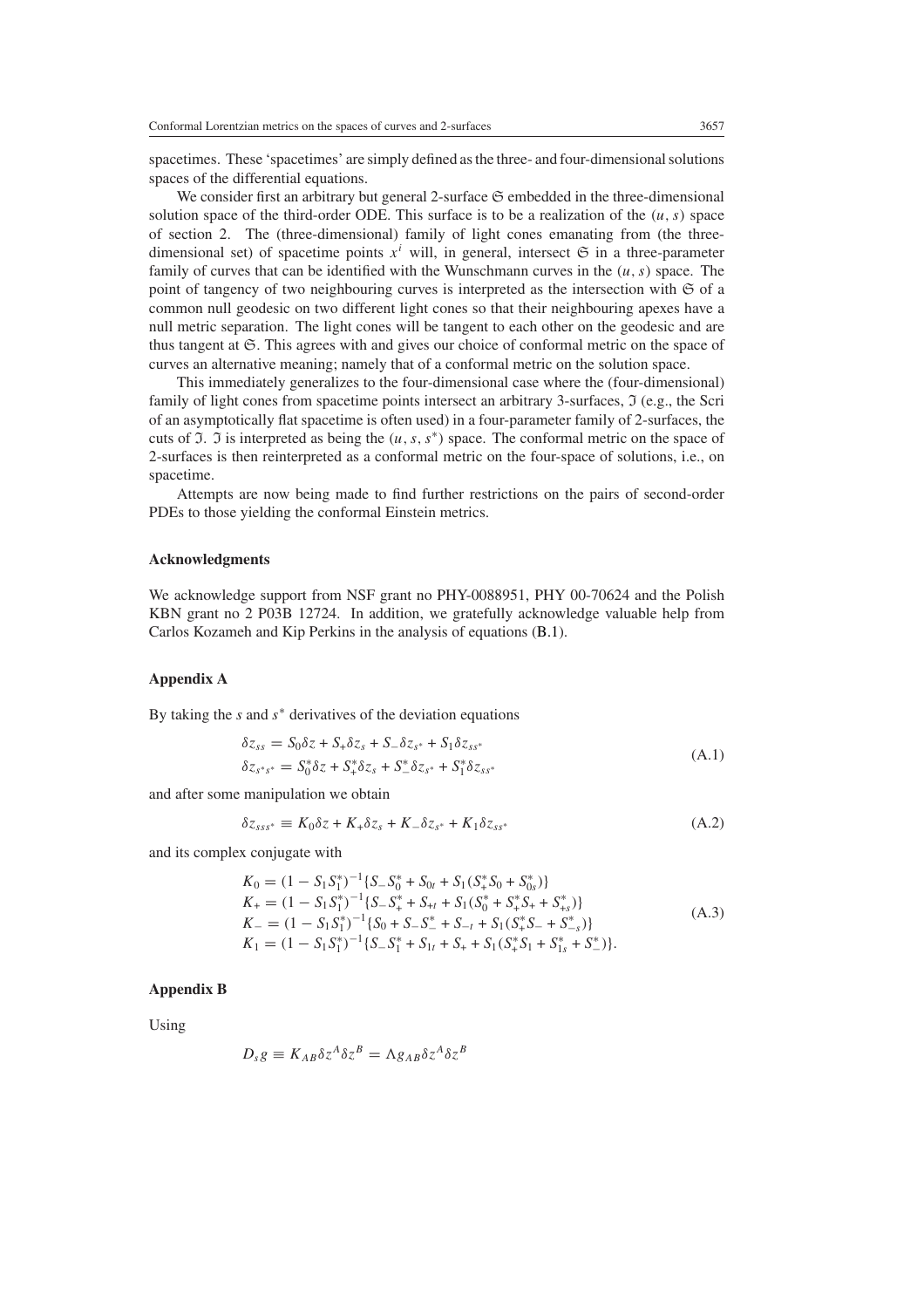spacetimes. These 'spacetimes' are simply defined as the three- and four-dimensional solutions spaces of the differential equations.

We consider first an arbitrary but general 2-surface $\mathfrak{S}$ embedded in the three-dimensional solution space of the third-order ODE. This surface is to be a realization of the $(u, s)$ space of section 2. The (three-dimensional) family of light cones emanating from (the three-dimensional set) of spacetime points $x^i$ will, in general, intersect $\mathfrak{S}$ in a three-parameter family of curves that can be identified with the Wunschmann curves in the $(u, s)$ space. The point of tangency of two neighbouring curves is interpreted as the intersection with $\mathfrak{S}$ of a common null geodesic on two different light cones so that their neighbouring apexes have a null metric separation. The light cones will be tangent to each other on the geodesic and are thus tangent at $\mathfrak{S}$. This agrees with and gives our choice of conformal metric on the space of curves an alternative meaning; namely that of a conformal metric on the solution space.

This immediately generalizes to the four-dimensional case where the (four-dimensional) family of light cones from spacetime points intersect an arbitrary 3-surfaces, $\mathfrak{I}$ (e.g., the Scri of an asymptotically flat spacetime is often used) in a four-parameter family of 2-surfaces, the cuts of $\mathfrak{I}$. $\mathfrak{I}$ is interpreted as being the $(u, s, s^*)$ space. The conformal metric on the space of 2-surfaces is then reinterpreted as a conformal metric on the four-space of solutions, i.e., on spacetime.

Attempts are now being made to find further restrictions on the pairs of second-order PDEs to those yielding the conformal Einstein metrics.

## Acknowledgments

We acknowledge support from NSF grant no PHY-0088951, PHY 00-70624 and the Polish KBN grant no 2 P03B 12724. In addition, we gratefully acknowledge valuable help from Carlos Kozameh and Kip Perkins in the analysis of equations (B.1).

## Appendix A

By taking the $s$ and $s^*$ derivatives of the deviation equations

$$
\begin{aligned}
\delta z_{ss} &= S_0\delta z + S_+\delta z_s + S_-\delta z_{s^*} + S_1\delta z_{ss^*} \\
\delta z_{s^*s^*} &= S_0^*\delta z + S_+^*\delta z_s + S_-^*\delta z_{s^*} + S_1^*\delta z_{ss^*}
\end{aligned}
\tag{A.1}
$$

and after some manipulation we obtain

$$
\delta z_{sss^*} \equiv K_0\delta z + K_+\delta z_s + K_-\delta z_{s^*} + K_1\delta z_{ss^*}
\tag{A.2}
$$

and its complex conjugate with

$$
\begin{aligned}
K_0 &= (1 - S_1S_1^*)^{-1}\{S_-S_0^* + S_{0t} + S_1(S_+^*S_0 + S_{0s}^*)\} \\
K_+ &= (1 - S_1S_1^*)^{-1}\{S_-S_+^* + S_{+t} + S_1(S_0^* + S_+^*S_+ + S_{+s}^*)\} \\
K_- &= (1 - S_1S_1^*)^{-1}\{S_0 + S_-S_-^* + S_{-t} + S_1(S_+^*S_- + S_{-s}^*)\} \\
K_1 &= (1 - S_1S_1^*)^{-1}\{S_-S_1^* + S_{1t} + S_+ + S_1(S_+^*S_1 + S_{1s}^* + S_-^*)\}.
\end{aligned}
\tag{A.3}
$$

## Appendix B

Using

$$
D_s g \equiv K_{AB}\delta z^A\delta z^B = \Lambda g_{AB}\delta z^A\delta z^B
$$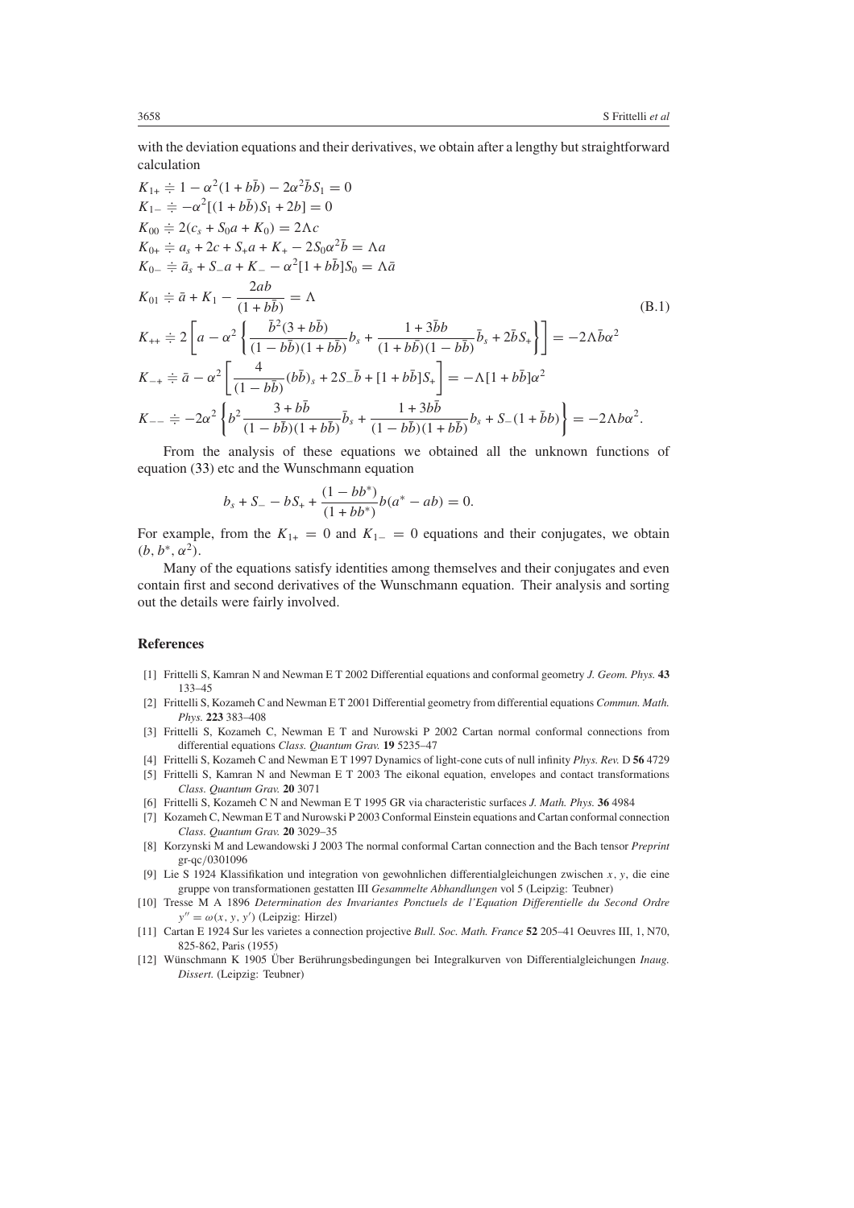with the deviation equations and their derivatives, we obtain after a lengthy but straightforward calculation

$$
\begin{aligned}
K_{1+} &\doteq 1 - \alpha^2(1 + b\bar{b}) - 2\alpha^2\bar{b}S_1 = 0 \\
K_{1-} &\doteq -\alpha^2[(1 + b\bar{b})S_1 + 2b] = 0 \\
K_{00} &\doteq 2(c_s + S_0 a + K_0) = 2\Lambda c \\
K_{0+} &\doteq a_s + 2c + S_+ a + K_+ - 2S_0\alpha^2\bar{b} = \Lambda a \\
K_{0-} &\doteq \bar{a}_s + S_- a + K_- - \alpha^2[1 + b\bar{b}]S_0 = \Lambda\bar{a} \\
K_{01} &\doteq \bar{a} + K_1 - \frac{2ab}{(1 + b\bar{b})} = \Lambda \\
K_{++} &\doteq 2\left[a - \alpha^2\left\{\frac{\bar{b}^2(3 + b\bar{b})}{(1 - b\bar{b})(1 + b\bar{b})}b_s + \frac{1 + 3\bar{b}b}{(1 + b\bar{b})(1 - b\bar{b})}\bar{b}_s + 2\bar{b}S_+\right\}\right] = -2\Lambda\bar{b}\alpha^2 \\
K_{-+} &\doteq \bar{a} - \alpha^2\left[\frac{4}{(1 - b\bar{b})}(b\bar{b})_s + 2S_-\bar{b} + [1 + b\bar{b}]S_+\right] = -\Lambda[1 + b\bar{b}]\alpha^2 \\
K_{--} &\doteq -2\alpha^2\left\{b^2\frac{3 + b\bar{b}}{(1 - b\bar{b})(1 + b\bar{b})}\bar{b}_s + \frac{1 + 3b\bar{b}}{(1 - b\bar{b})(1 + b\bar{b})}b_s + S_-(1 + \bar{b}b)\right\} = -2\Lambda b\alpha^2.
\end{aligned}
\tag{B.1}
$$

From the analysis of these equations we obtained all the unknown functions of equation (33) etc and the Wunschmann equation

$$
b_s + S_- - bS_+ + \frac{(1 - bb^*)}{(1 + bb^*)}b(a^* - ab) = 0.
$$

For example, from the $K_{1+} = 0$ and $K_{1-} = 0$ equations and their conjugates, we obtain $(b, b^*, \alpha^2)$.

Many of the equations satisfy identities among themselves and their conjugates and even contain first and second derivatives of the Wunschmann equation. Their analysis and sorting out the details were fairly involved.

## References

[1] Frittelli S, Kamran N and Newman E T 2002 Differential equations and conformal geometry *J. Geom. Phys.* **43** 133–45

[2] Frittelli S, Kozameh C and Newman E T 2001 Differential geometry from differential equations *Commun. Math. Phys.* **223** 383–408

[3] Frittelli S, Kozameh C, Newman E T and Nurowski P 2002 Cartan normal conformal connections from differential equations *Class. Quantum Grav.* **19** 5235–47

[4] Frittelli S, Kozameh C and Newman E T 1997 Dynamics of light-cone cuts of null infinity *Phys. Rev.* D **56** 4729

[5] Frittelli S, Kamran N and Newman E T 2003 The eikonal equation, envelopes and contact transformations *Class. Quantum Grav.* **20** 3071

[6] Frittelli S, Kozameh C N and Newman E T 1995 GR via characteristic surfaces *J. Math. Phys.* **36** 4984

[7] Kozameh C, Newman E T and Nurowski P 2003 Conformal Einstein equations and Cartan conformal connection *Class. Quantum Grav.* **20** 3029–35

[8] Korzynski M and Lewandowski J 2003 The normal conformal Cartan connection and the Bach tensor *Preprint* gr-qc/0301096

[9] Lie S 1924 Klassifikation und integration von gewohnlichen differentialgleichungen zwischen $x$, $y$, die eine gruppe von transformationen gestatten III *Gesammelte Abhandlungen* vol 5 (Leipzig: Teubner)

[10] Tresse M A 1896 *Determination des Invariantes Ponctuels de l'Equation Differentielle du Second Ordre* $y'' = \omega(x, y, y')$ (Leipzig: Hirzel)

[11] Cartan E 1924 Sur les varietes a connection projective *Bull. Soc. Math. France* **52** 205–41 Oeuvres III, 1, N70, 825-862, Paris (1955)

[12] Wünschmann K 1905 Über Berührungsbedingungen bei Integralkurven von Differentialgleichungen *Inaug. Dissert.* (Leipzig: Teubner)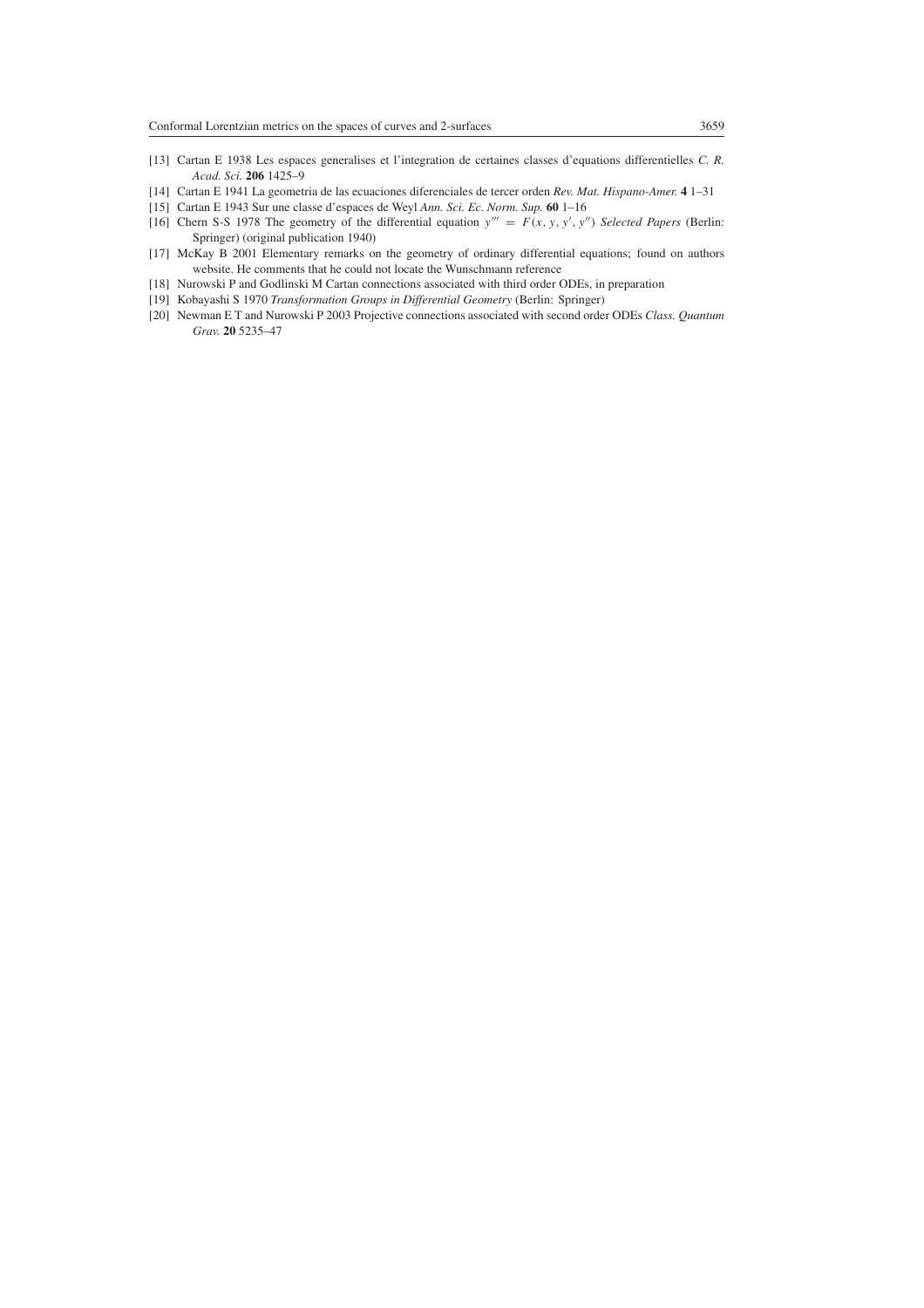[13] Cartan E 1938 Les espaces generalises et l'integration de certaines classes d'equations differentielles *C. R. Acad. Sci.* **206** 1425–9

[14] Cartan E 1941 La geometria de las ecuaciones diferenciales de tercer orden *Rev. Mat. Hispano-Amer.* **4** 1–31

[15] Cartan E 1943 Sur une classe d'espaces de Weyl *Ann. Sci. Ec. Norm. Sup.* **60** 1–16

[16] Chern S-S 1978 The geometry of the differential equation $y''' = F(x, y, y', y'')$ *Selected Papers* (Berlin: Springer) (original publication 1940)

[17] McKay B 2001 Elementary remarks on the geometry of ordinary differential equations; found on authors website. He comments that he could not locate the Wunschmann reference

[18] Nurowski P and Godlinski M Cartan connections associated with third order ODEs, in preparation

[19] Kobayashi S 1970 *Transformation Groups in Differential Geometry* (Berlin: Springer)

[20] Newman E T and Nurowski P 2003 Projective connections associated with second order ODEs *Class. Quantum Grav.* **20** 5235–47